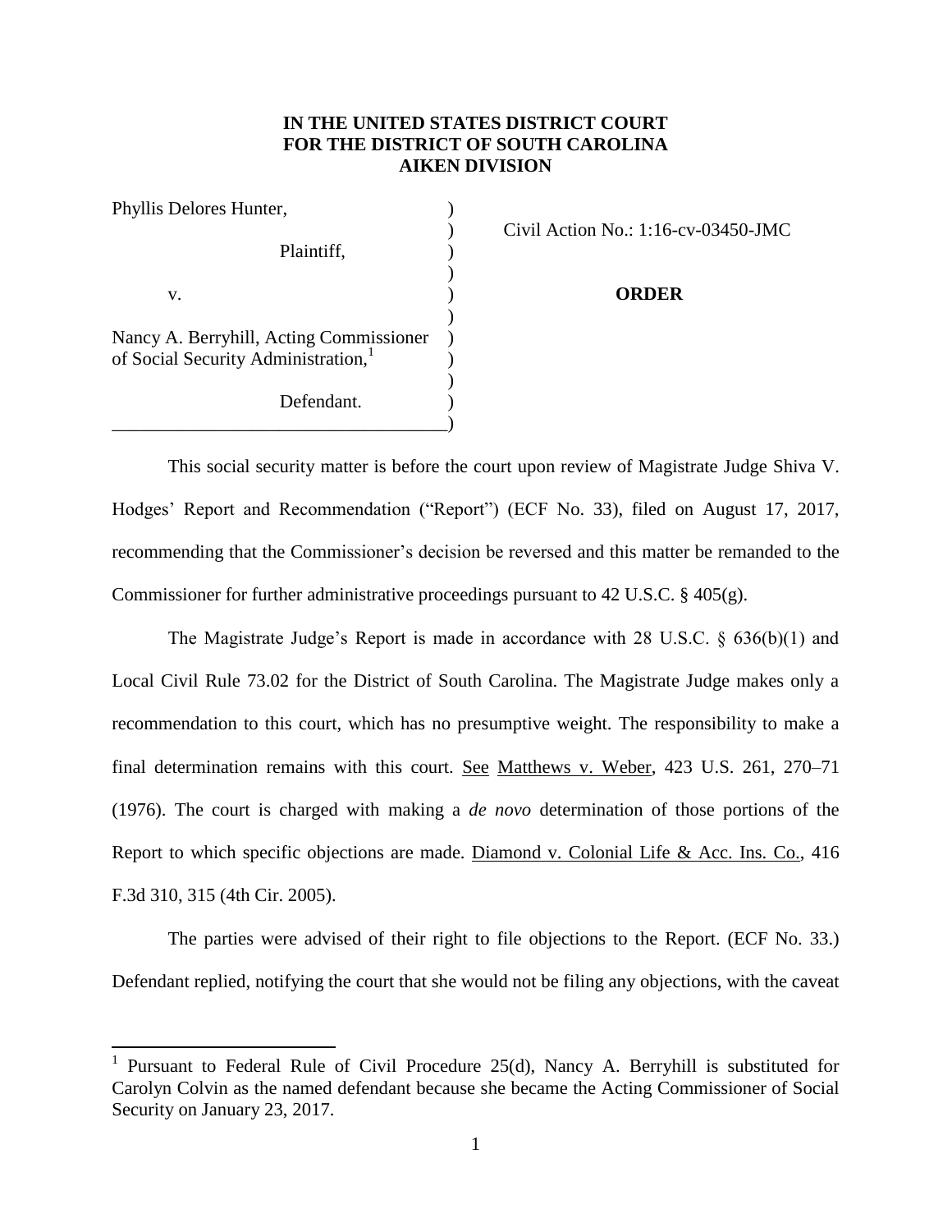**IN THE UNITED STATES DISTRICT COURT**
**FOR THE DISTRICT OF SOUTH CAROLINA**
**AIKEN DIVISION**

| | | |
|---|---|---|
| Phyllis Delores Hunter, | ) | |
| | ) | Civil Action No.: 1:16-cv-03450-JMC |
| Plaintiff, | ) | |
| | ) | |
| v. | ) | **ORDER** |
| | ) | |
| Nancy A. Berryhill, Acting Commissioner of Social Security Administration,[1] | ) | |
| | ) | |
| Defendant. | ) | |
| ___________________________________ | ) | |

This social security matter is before the court upon review of Magistrate Judge Shiva V. Hodges' Report and Recommendation ("Report") (ECF No. 33), filed on August 17, 2017, recommending that the Commissioner's decision be reversed and this matter be remanded to the Commissioner for further administrative proceedings pursuant to 42 U.S.C. § 405(g).

The Magistrate Judge's Report is made in accordance with 28 U.S.C. § 636(b)(1) and Local Civil Rule 73.02 for the District of South Carolina. The Magistrate Judge makes only a recommendation to this court, which has no presumptive weight. The responsibility to make a final determination remains with this court. See Matthews v. Weber, 423 U.S. 261, 270–71 (1976). The court is charged with making a *de novo* determination of those portions of the Report to which specific objections are made. Diamond v. Colonial Life & Acc. Ins. Co., 416 F.3d 310, 315 (4th Cir. 2005).

The parties were advised of their right to file objections to the Report. (ECF No. 33.) Defendant replied, notifying the court that she would not be filing any objections, with the caveat

---

[1] Pursuant to Federal Rule of Civil Procedure 25(d), Nancy A. Berryhill is substituted for Carolyn Colvin as the named defendant because she became the Acting Commissioner of Social Security on January 23, 2017.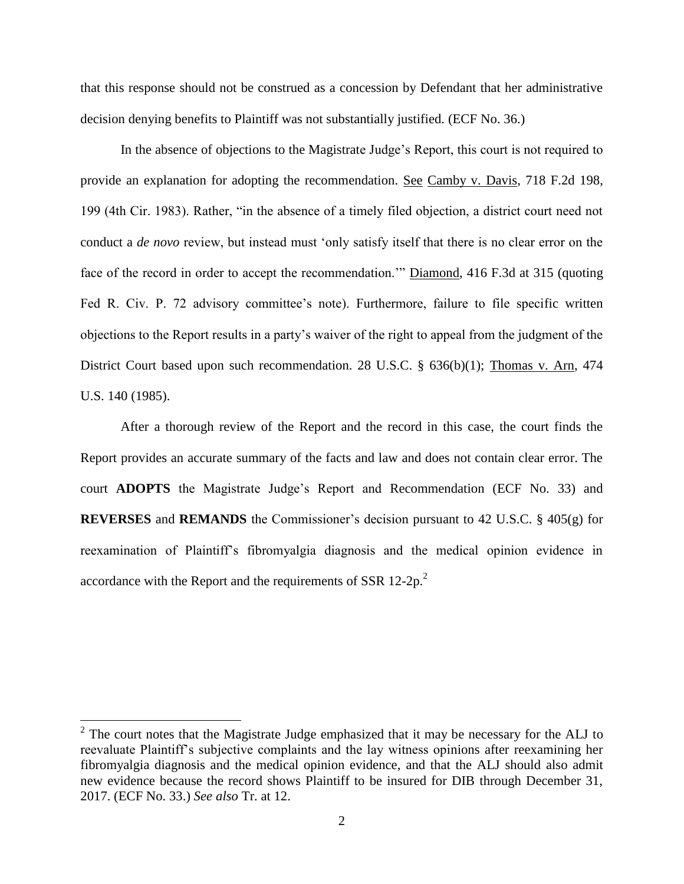that this response should not be construed as a concession by Defendant that her administrative decision denying benefits to Plaintiff was not substantially justified. (ECF No. 36.)

In the absence of objections to the Magistrate Judge's Report, this court is not required to provide an explanation for adopting the recommendation. See Camby v. Davis, 718 F.2d 198, 199 (4th Cir. 1983). Rather, "in the absence of a timely filed objection, a district court need not conduct a *de novo* review, but instead must 'only satisfy itself that there is no clear error on the face of the record in order to accept the recommendation.'" Diamond, 416 F.3d at 315 (quoting Fed R. Civ. P. 72 advisory committee's note). Furthermore, failure to file specific written objections to the Report results in a party's waiver of the right to appeal from the judgment of the District Court based upon such recommendation. 28 U.S.C. § 636(b)(1); Thomas v. Arn, 474 U.S. 140 (1985).

After a thorough review of the Report and the record in this case, the court finds the Report provides an accurate summary of the facts and law and does not contain clear error. The court **ADOPTS** the Magistrate Judge's Report and Recommendation (ECF No. 33) and **REVERSES** and **REMANDS** the Commissioner's decision pursuant to 42 U.S.C. § 405(g) for reexamination of Plaintiff's fibromyalgia diagnosis and the medical opinion evidence in accordance with the Report and the requirements of SSR 12-2p.[2]

---

[2] The court notes that the Magistrate Judge emphasized that it may be necessary for the ALJ to reevaluate Plaintiff's subjective complaints and the lay witness opinions after reexamining her fibromyalgia diagnosis and the medical opinion evidence, and that the ALJ should also admit new evidence because the record shows Plaintiff to be insured for DIB through December 31, 2017. (ECF No. 33.) *See also* Tr. at 12.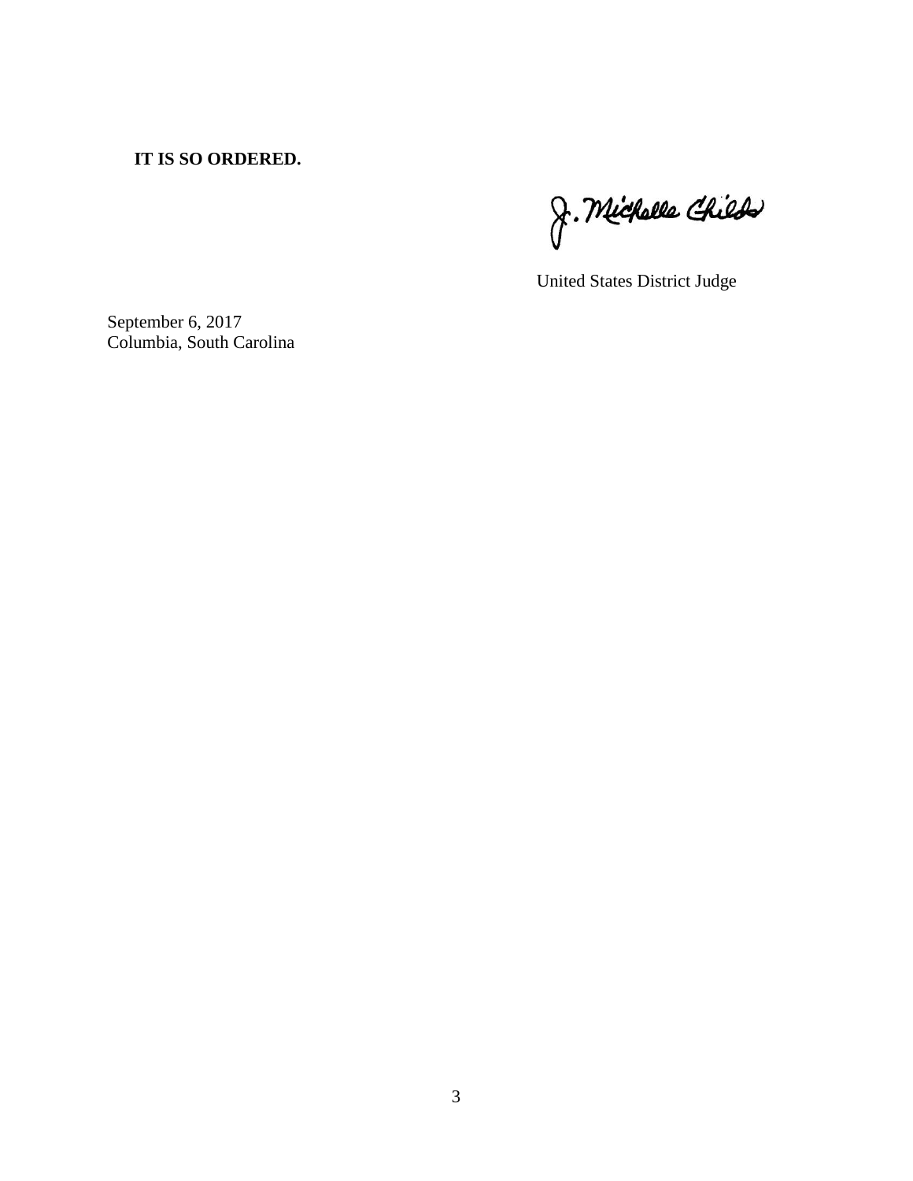**IT IS SO ORDERED.**

J. Michelle Childs

United States District Judge

September 6, 2017
Columbia, South Carolina